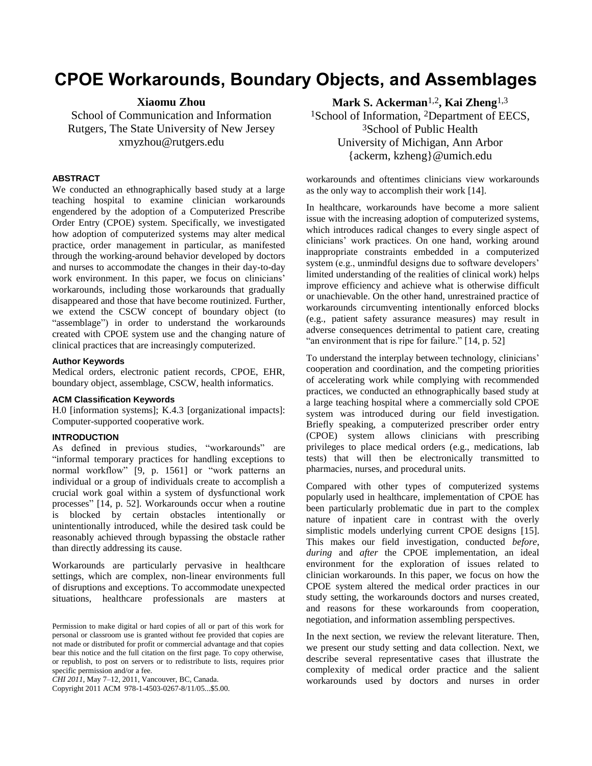# CPOE Workarounds, Boundary Objects, and Assemblages

**Xiaomu Zhou**
School of Communication and Information
Rutgers, The State University of New Jersey
xmyzhou@rutgers.edu

**Mark S. Ackerman**[1,2]**, Kai Zheng**[1,3]
[1]School of Information, [2]Department of EECS,
[3]School of Public Health
University of Michigan, Ann Arbor
{ackerm, kzheng}@umich.edu

### ABSTRACT

We conducted an ethnographically based study at a large teaching hospital to examine clinician workarounds engendered by the adoption of a Computerized Prescribe Order Entry (CPOE) system. Specifically, we investigated how adoption of computerized systems may alter medical practice, order management in particular, as manifested through the working-around behavior developed by doctors and nurses to accommodate the changes in their day-to-day work environment. In this paper, we focus on clinicians' workarounds, including those workarounds that gradually disappeared and those that have become routinized. Further, we extend the CSCW concept of boundary object (to "assemblage") in order to understand the workarounds created with CPOE system use and the changing nature of clinical practices that are increasingly computerized.

### Author Keywords

Medical orders, electronic patient records, CPOE, EHR, boundary object, assemblage, CSCW, health informatics.

### ACM Classification Keywords

H.0 [information systems]; K.4.3 [organizational impacts]: Computer-supported cooperative work.

### INTRODUCTION

As defined in previous studies, "workarounds" are "informal temporary practices for handling exceptions to normal workflow" [9, p. 1561] or "work patterns an individual or a group of individuals create to accomplish a crucial work goal within a system of dysfunctional work processes" [14, p. 52]. Workarounds occur when a routine is blocked by certain obstacles intentionally or unintentionally introduced, while the desired task could be reasonably achieved through bypassing the obstacle rather than directly addressing its cause.

Workarounds are particularly pervasive in healthcare settings, which are complex, non-linear environments full of disruptions and exceptions. To accommodate unexpected situations, healthcare professionals are masters at workarounds and oftentimes clinicians view workarounds as the only way to accomplish their work [14].

In healthcare, workarounds have become a more salient issue with the increasing adoption of computerized systems, which introduces radical changes to every single aspect of clinicians' work practices. On one hand, working around inappropriate constraints embedded in a computerized system (e.g., unmindful designs due to software developers' limited understanding of the realities of clinical work) helps improve efficiency and achieve what is otherwise difficult or unachievable. On the other hand, unrestrained practice of workarounds circumventing intentionally enforced blocks (e.g., patient safety assurance measures) may result in adverse consequences detrimental to patient care, creating "an environment that is ripe for failure." [14, p. 52]

To understand the interplay between technology, clinicians' cooperation and coordination, and the competing priorities of accelerating work while complying with recommended practices, we conducted an ethnographically based study at a large teaching hospital where a commercially sold CPOE system was introduced during our field investigation. Briefly speaking, a computerized prescriber order entry (CPOE) system allows clinicians with prescribing privileges to place medical orders (e.g., medications, lab tests) that will then be electronically transmitted to pharmacies, nurses, and procedural units.

Compared with other types of computerized systems popularly used in healthcare, implementation of CPOE has been particularly problematic due in part to the complex nature of inpatient care in contrast with the overly simplistic models underlying current CPOE designs [15]. This makes our field investigation, conducted *before*, *during* and *after* the CPOE implementation, an ideal environment for the exploration of issues related to clinician workarounds. In this paper, we focus on how the CPOE system altered the medical order practices in our study setting, the workarounds doctors and nurses created, and reasons for these workarounds from cooperation, negotiation, and information assembling perspectives.

In the next section, we review the relevant literature. Then, we present our study setting and data collection. Next, we describe several representative cases that illustrate the complexity of medical order practice and the salient workarounds used by doctors and nurses in order

Permission to make digital or hard copies of all or part of this work for personal or classroom use is granted without fee provided that copies are not made or distributed for profit or commercial advantage and that copies bear this notice and the full citation on the first page. To copy otherwise, or republish, to post on servers or to redistribute to lists, requires prior specific permission and/or a fee.
*CHI 2011*, May 7–12, 2011, Vancouver, BC, Canada.
Copyright 2011 ACM 978-1-4503-0267-8/11/05...$5.00.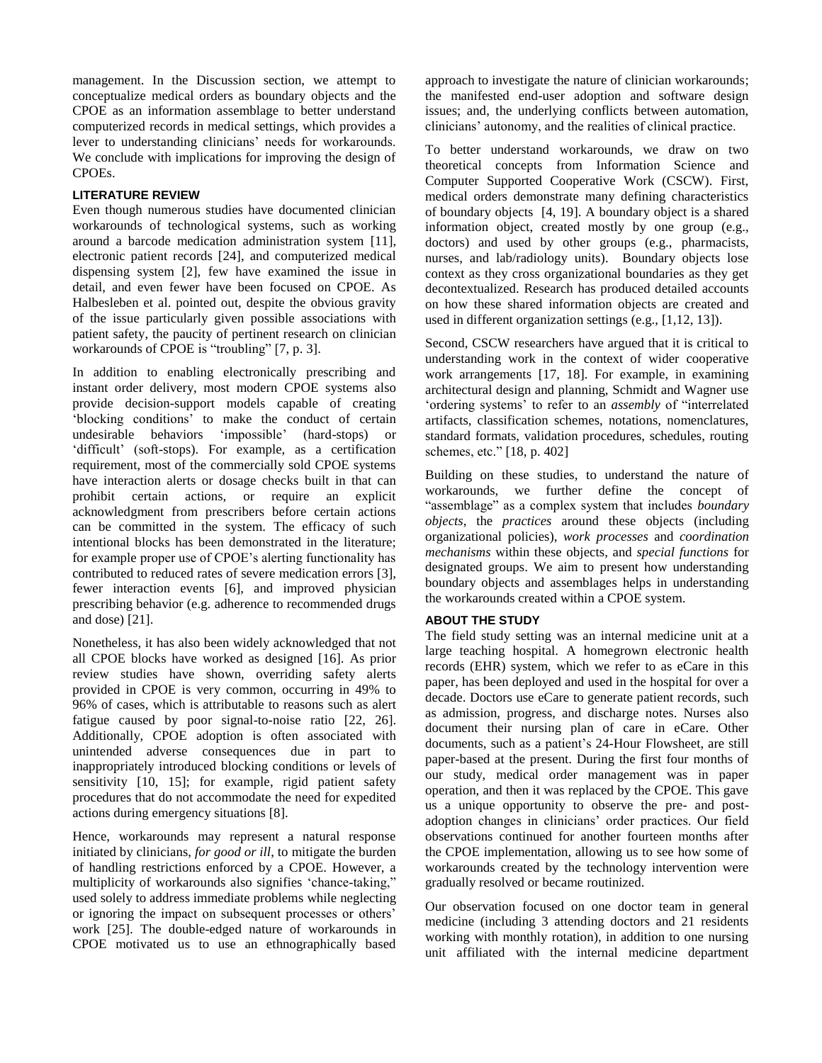management. In the Discussion section, we attempt to conceptualize medical orders as boundary objects and the CPOE as an information assemblage to better understand computerized records in medical settings, which provides a lever to understanding clinicians' needs for workarounds. We conclude with implications for improving the design of CPOEs.

## LITERATURE REVIEW

Even though numerous studies have documented clinician workarounds of technological systems, such as working around a barcode medication administration system [11], electronic patient records [24], and computerized medical dispensing system [2], few have examined the issue in detail, and even fewer have been focused on CPOE. As Halbesleben et al. pointed out, despite the obvious gravity of the issue particularly given possible associations with patient safety, the paucity of pertinent research on clinician workarounds of CPOE is "troubling" [7, p. 3].

In addition to enabling electronically prescribing and instant order delivery, most modern CPOE systems also provide decision-support models capable of creating 'blocking conditions' to make the conduct of certain undesirable behaviors 'impossible' (hard-stops) or 'difficult' (soft-stops). For example, as a certification requirement, most of the commercially sold CPOE systems have interaction alerts or dosage checks built in that can prohibit certain actions, or require an explicit acknowledgment from prescribers before certain actions can be committed in the system. The efficacy of such intentional blocks has been demonstrated in the literature; for example proper use of CPOE's alerting functionality has contributed to reduced rates of severe medication errors [3], fewer interaction events [6], and improved physician prescribing behavior (e.g. adherence to recommended drugs and dose) [21].

Nonetheless, it has also been widely acknowledged that not all CPOE blocks have worked as designed [16]. As prior review studies have shown, overriding safety alerts provided in CPOE is very common, occurring in 49% to 96% of cases, which is attributable to reasons such as alert fatigue caused by poor signal-to-noise ratio [22, 26]. Additionally, CPOE adoption is often associated with unintended adverse consequences due in part to inappropriately introduced blocking conditions or levels of sensitivity [10, 15]; for example, rigid patient safety procedures that do not accommodate the need for expedited actions during emergency situations [8].

Hence, workarounds may represent a natural response initiated by clinicians, *for good or ill*, to mitigate the burden of handling restrictions enforced by a CPOE. However, a multiplicity of workarounds also signifies 'chance-taking," used solely to address immediate problems while neglecting or ignoring the impact on subsequent processes or others' work [25]. The double-edged nature of workarounds in CPOE motivated us to use an ethnographically based approach to investigate the nature of clinician workarounds; the manifested end-user adoption and software design issues; and, the underlying conflicts between automation, clinicians' autonomy, and the realities of clinical practice.

To better understand workarounds, we draw on two theoretical concepts from Information Science and Computer Supported Cooperative Work (CSCW). First, medical orders demonstrate many defining characteristics of boundary objects [4, 19]. A boundary object is a shared information object, created mostly by one group (e.g., doctors) and used by other groups (e.g., pharmacists, nurses, and lab/radiology units). Boundary objects lose context as they cross organizational boundaries as they get decontextualized. Research has produced detailed accounts on how these shared information objects are created and used in different organization settings (e.g., [1,12, 13]).

Second, CSCW researchers have argued that it is critical to understanding work in the context of wider cooperative work arrangements [17, 18]. For example, in examining architectural design and planning, Schmidt and Wagner use 'ordering systems' to refer to an *assembly* of "interrelated artifacts, classification schemes, notations, nomenclatures, standard formats, validation procedures, schedules, routing schemes, etc." [18, p. 402]

Building on these studies, to understand the nature of workarounds, we further define the concept of "assemblage" as a complex system that includes *boundary objects*, the *practices* around these objects (including organizational policies), *work processes* and *coordination mechanisms* within these objects, and *special functions* for designated groups. We aim to present how understanding boundary objects and assemblages helps in understanding the workarounds created within a CPOE system.

## ABOUT THE STUDY

The field study setting was an internal medicine unit at a large teaching hospital. A homegrown electronic health records (EHR) system, which we refer to as eCare in this paper, has been deployed and used in the hospital for over a decade. Doctors use eCare to generate patient records, such as admission, progress, and discharge notes. Nurses also document their nursing plan of care in eCare. Other documents, such as a patient's 24-Hour Flowsheet, are still paper-based at the present. During the first four months of our study, medical order management was in paper operation, and then it was replaced by the CPOE. This gave us a unique opportunity to observe the pre- and post-adoption changes in clinicians' order practices. Our field observations continued for another fourteen months after the CPOE implementation, allowing us to see how some of workarounds created by the technology intervention were gradually resolved or became routinized.

Our observation focused on one doctor team in general medicine (including 3 attending doctors and 21 residents working with monthly rotation), in addition to one nursing unit affiliated with the internal medicine department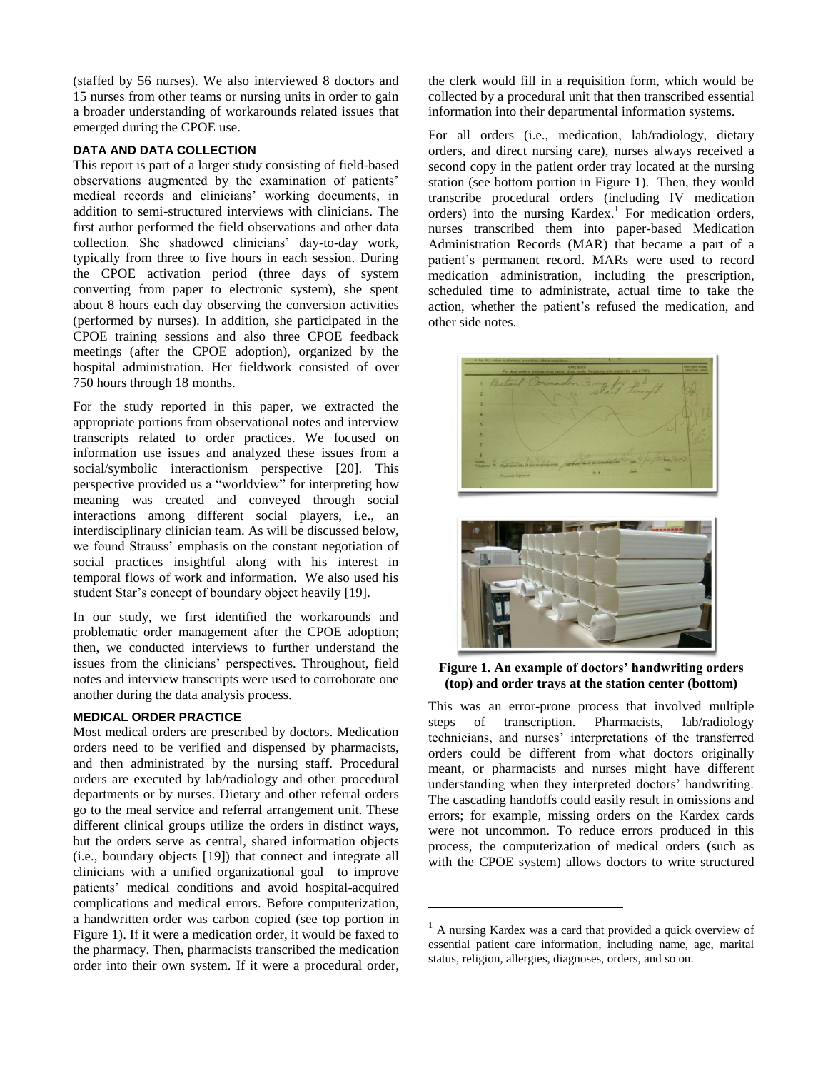(staffed by 56 nurses). We also interviewed 8 doctors and 15 nurses from other teams or nursing units in order to gain a broader understanding of workarounds related issues that emerged during the CPOE use.

### DATA AND DATA COLLECTION

This report is part of a larger study consisting of field-based observations augmented by the examination of patients' medical records and clinicians' working documents, in addition to semi-structured interviews with clinicians. The first author performed the field observations and other data collection. She shadowed clinicians' day-to-day work, typically from three to five hours in each session. During the CPOE activation period (three days of system converting from paper to electronic system), she spent about 8 hours each day observing the conversion activities (performed by nurses). In addition, she participated in the CPOE training sessions and also three CPOE feedback meetings (after the CPOE adoption), organized by the hospital administration. Her fieldwork consisted of over 750 hours through 18 months.

For the study reported in this paper, we extracted the appropriate portions from observational notes and interview transcripts related to order practices. We focused on information use issues and analyzed these issues from a social/symbolic interactionism perspective [20]. This perspective provided us a "worldview" for interpreting how meaning was created and conveyed through social interactions among different social players, i.e., an interdisciplinary clinician team. As will be discussed below, we found Strauss' emphasis on the constant negotiation of social practices insightful along with his interest in temporal flows of work and information. We also used his student Star's concept of boundary object heavily [19].

In our study, we first identified the workarounds and problematic order management after the CPOE adoption; then, we conducted interviews to further understand the issues from the clinicians' perspectives. Throughout, field notes and interview transcripts were used to corroborate one another during the data analysis process.

### MEDICAL ORDER PRACTICE

Most medical orders are prescribed by doctors. Medication orders need to be verified and dispensed by pharmacists, and then administrated by the nursing staff. Procedural orders are executed by lab/radiology and other procedural departments or by nurses. Dietary and other referral orders go to the meal service and referral arrangement unit. These different clinical groups utilize the orders in distinct ways, but the orders serve as central, shared information objects (i.e., boundary objects [19]) that connect and integrate all clinicians with a unified organizational goal—to improve patients' medical conditions and avoid hospital-acquired complications and medical errors. Before computerization, a handwritten order was carbon copied (see top portion in Figure 1). If it were a medication order, it would be faxed to the pharmacy. Then, pharmacists transcribed the medication order into their own system. If it were a procedural order, the clerk would fill in a requisition form, which would be collected by a procedural unit that then transcribed essential information into their departmental information systems.

For all orders (i.e., medication, lab/radiology, dietary orders, and direct nursing care), nurses always received a second copy in the patient order tray located at the nursing station (see bottom portion in Figure 1). Then, they would transcribe procedural orders (including IV medication orders) into the nursing Kardex.[1] For medication orders, nurses transcribed them into paper-based Medication Administration Records (MAR) that became a part of a patient's permanent record. MARs were used to record medication administration, including the prescription, scheduled time to administrate, actual time to take the action, whether the patient's refused the medication, and other side notes.

**Figure 1. An example of doctors' handwriting orders (top) and order trays at the station center (bottom)**

This was an error-prone process that involved multiple steps of transcription. Pharmacists, lab/radiology technicians, and nurses' interpretations of the transferred orders could be different from what doctors originally meant, or pharmacists and nurses might have different understanding when they interpreted doctors' handwriting. The cascading handoffs could easily result in omissions and errors; for example, missing orders on the Kardex cards were not uncommon. To reduce errors produced in this process, the computerization of medical orders (such as with the CPOE system) allows doctors to write structured

[1] A nursing Kardex was a card that provided a quick overview of essential patient care information, including name, age, marital status, religion, allergies, diagnoses, orders, and so on.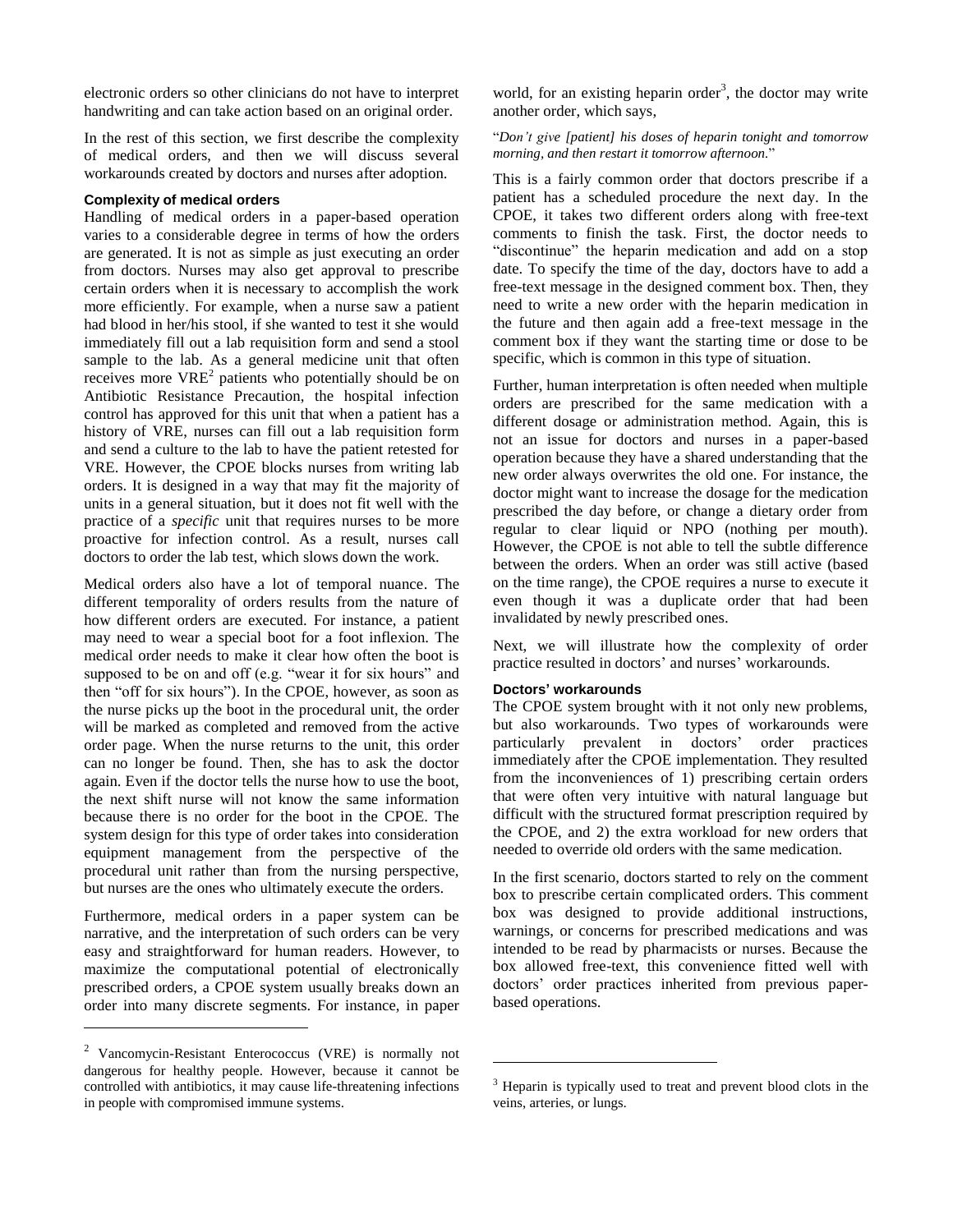electronic orders so other clinicians do not have to interpret handwriting and can take action based on an original order.

In the rest of this section, we first describe the complexity of medical orders, and then we will discuss several workarounds created by doctors and nurses after adoption.

### Complexity of medical orders

Handling of medical orders in a paper-based operation varies to a considerable degree in terms of how the orders are generated. It is not as simple as just executing an order from doctors. Nurses may also get approval to prescribe certain orders when it is necessary to accomplish the work more efficiently. For example, when a nurse saw a patient had blood in her/his stool, if she wanted to test it she would immediately fill out a lab requisition form and send a stool sample to the lab. As a general medicine unit that often receives more VRE[2] patients who potentially should be on Antibiotic Resistance Precaution, the hospital infection control has approved for this unit that when a patient has a history of VRE, nurses can fill out a lab requisition form and send a culture to the lab to have the patient retested for VRE. However, the CPOE blocks nurses from writing lab orders. It is designed in a way that may fit the majority of units in a general situation, but it does not fit well with the practice of a *specific* unit that requires nurses to be more proactive for infection control. As a result, nurses call doctors to order the lab test, which slows down the work.

Medical orders also have a lot of temporal nuance. The different temporality of orders results from the nature of how different orders are executed. For instance, a patient may need to wear a special boot for a foot inflexion. The medical order needs to make it clear how often the boot is supposed to be on and off (e.g. "wear it for six hours" and then "off for six hours"). In the CPOE, however, as soon as the nurse picks up the boot in the procedural unit, the order will be marked as completed and removed from the active order page. When the nurse returns to the unit, this order can no longer be found. Then, she has to ask the doctor again. Even if the doctor tells the nurse how to use the boot, the next shift nurse will not know the same information because there is no order for the boot in the CPOE. The system design for this type of order takes into consideration equipment management from the perspective of the procedural unit rather than from the nursing perspective, but nurses are the ones who ultimately execute the orders.

Furthermore, medical orders in a paper system can be narrative, and the interpretation of such orders can be very easy and straightforward for human readers. However, to maximize the computational potential of electronically prescribed orders, a CPOE system usually breaks down an order into many discrete segments. For instance, in paper world, for an existing heparin order[3], the doctor may write another order, which says,

"*Don't give [patient] his doses of heparin tonight and tomorrow morning, and then restart it tomorrow afternoon.*"

This is a fairly common order that doctors prescribe if a patient has a scheduled procedure the next day. In the CPOE, it takes two different orders along with free-text comments to finish the task. First, the doctor needs to "discontinue" the heparin medication and add on a stop date. To specify the time of the day, doctors have to add a free-text message in the designed comment box. Then, they need to write a new order with the heparin medication in the future and then again add a free-text message in the comment box if they want the starting time or dose to be specific, which is common in this type of situation.

Further, human interpretation is often needed when multiple orders are prescribed for the same medication with a different dosage or administration method. Again, this is not an issue for doctors and nurses in a paper-based operation because they have a shared understanding that the new order always overwrites the old one. For instance, the doctor might want to increase the dosage for the medication prescribed the day before, or change a dietary order from regular to clear liquid or NPO (nothing per mouth). However, the CPOE is not able to tell the subtle difference between the orders. When an order was still active (based on the time range), the CPOE requires a nurse to execute it even though it was a duplicate order that had been invalidated by newly prescribed ones.

Next, we will illustrate how the complexity of order practice resulted in doctors' and nurses' workarounds.

### Doctors' workarounds

The CPOE system brought with it not only new problems, but also workarounds. Two types of workarounds were particularly prevalent in doctors' order practices immediately after the CPOE implementation. They resulted from the inconveniences of 1) prescribing certain orders that were often very intuitive with natural language but difficult with the structured format prescription required by the CPOE, and 2) the extra workload for new orders that needed to override old orders with the same medication.

In the first scenario, doctors started to rely on the comment box to prescribe certain complicated orders. This comment box was designed to provide additional instructions, warnings, or concerns for prescribed medications and was intended to be read by pharmacists or nurses. Because the box allowed free-text, this convenience fitted well with doctors' order practices inherited from previous paper-based operations.

---

[2] Vancomycin-Resistant Enterococcus (VRE) is normally not dangerous for healthy people. However, because it cannot be controlled with antibiotics, it may cause life-threatening infections in people with compromised immune systems.

[3] Heparin is typically used to treat and prevent blood clots in the veins, arteries, or lungs.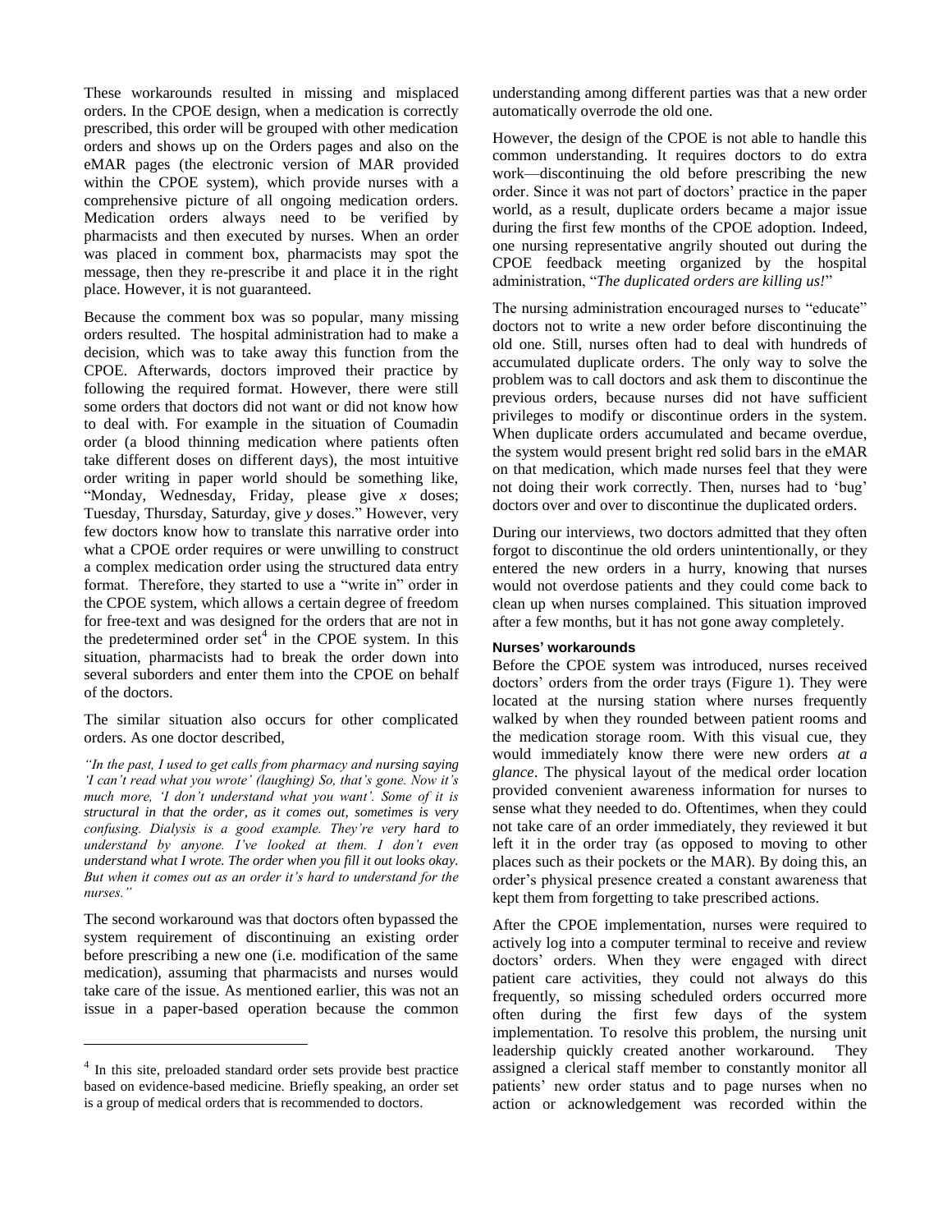These workarounds resulted in missing and misplaced orders. In the CPOE design, when a medication is correctly prescribed, this order will be grouped with other medication orders and shows up on the Orders pages and also on the eMAR pages (the electronic version of MAR provided within the CPOE system), which provide nurses with a comprehensive picture of all ongoing medication orders. Medication orders always need to be verified by pharmacists and then executed by nurses. When an order was placed in comment box, pharmacists may spot the message, then they re-prescribe it and place it in the right place. However, it is not guaranteed.

Because the comment box was so popular, many missing orders resulted. The hospital administration had to make a decision, which was to take away this function from the CPOE. Afterwards, doctors improved their practice by following the required format. However, there were still some orders that doctors did not want or did not know how to deal with. For example in the situation of Coumadin order (a blood thinning medication where patients often take different doses on different days), the most intuitive order writing in paper world should be something like, "Monday, Wednesday, Friday, please give *x* doses; Tuesday, Thursday, Saturday, give *y* doses." However, very few doctors know how to translate this narrative order into what a CPOE order requires or were unwilling to construct a complex medication order using the structured data entry format. Therefore, they started to use a "write in" order in the CPOE system, which allows a certain degree of freedom for free-text and was designed for the orders that are not in the predetermined order set[4] in the CPOE system. In this situation, pharmacists had to break the order down into several suborders and enter them into the CPOE on behalf of the doctors.

The similar situation also occurs for other complicated orders. As one doctor described,

*"In the past, I used to get calls from pharmacy and nursing saying 'I can't read what you wrote' (laughing) So, that's gone. Now it's much more, 'I don't understand what you want'. Some of it is structural in that the order, as it comes out, sometimes is very confusing. Dialysis is a good example. They're very hard to understand by anyone. I've looked at them. I don't even understand what I wrote. The order when you fill it out looks okay. But when it comes out as an order it's hard to understand for the nurses."*

The second workaround was that doctors often bypassed the system requirement of discontinuing an existing order before prescribing a new one (i.e. modification of the same medication), assuming that pharmacists and nurses would take care of the issue. As mentioned earlier, this was not an issue in a paper-based operation because the common understanding among different parties was that a new order automatically overrode the old one.

However, the design of the CPOE is not able to handle this common understanding. It requires doctors to do extra work—discontinuing the old before prescribing the new order. Since it was not part of doctors' practice in the paper world, as a result, duplicate orders became a major issue during the first few months of the CPOE adoption. Indeed, one nursing representative angrily shouted out during the CPOE feedback meeting organized by the hospital administration, "*The duplicated orders are killing us!*"

The nursing administration encouraged nurses to "educate" doctors not to write a new order before discontinuing the old one. Still, nurses often had to deal with hundreds of accumulated duplicate orders. The only way to solve the problem was to call doctors and ask them to discontinue the previous orders, because nurses did not have sufficient privileges to modify or discontinue orders in the system. When duplicate orders accumulated and became overdue, the system would present bright red solid bars in the eMAR on that medication, which made nurses feel that they were not doing their work correctly. Then, nurses had to 'bug' doctors over and over to discontinue the duplicated orders.

During our interviews, two doctors admitted that they often forgot to discontinue the old orders unintentionally, or they entered the new orders in a hurry, knowing that nurses would not overdose patients and they could come back to clean up when nurses complained. This situation improved after a few months, but it has not gone away completely.

#### Nurses' workarounds

Before the CPOE system was introduced, nurses received doctors' orders from the order trays (Figure 1). They were located at the nursing station where nurses frequently walked by when they rounded between patient rooms and the medication storage room. With this visual cue, they would immediately know there were new orders *at a glance*. The physical layout of the medical order location provided convenient awareness information for nurses to sense what they needed to do. Oftentimes, when they could not take care of an order immediately, they reviewed it but left it in the order tray (as opposed to moving to other places such as their pockets or the MAR). By doing this, an order's physical presence created a constant awareness that kept them from forgetting to take prescribed actions.

After the CPOE implementation, nurses were required to actively log into a computer terminal to receive and review doctors' orders. When they were engaged with direct patient care activities, they could not always do this frequently, so missing scheduled orders occurred more often during the first few days of the system implementation. To resolve this problem, the nursing unit leadership quickly created another workaround. They assigned a clerical staff member to constantly monitor all patients' new order status and to page nurses when no action or acknowledgement was recorded within the

[4] In this site, preloaded standard order sets provide best practice based on evidence-based medicine. Briefly speaking, an order set is a group of medical orders that is recommended to doctors.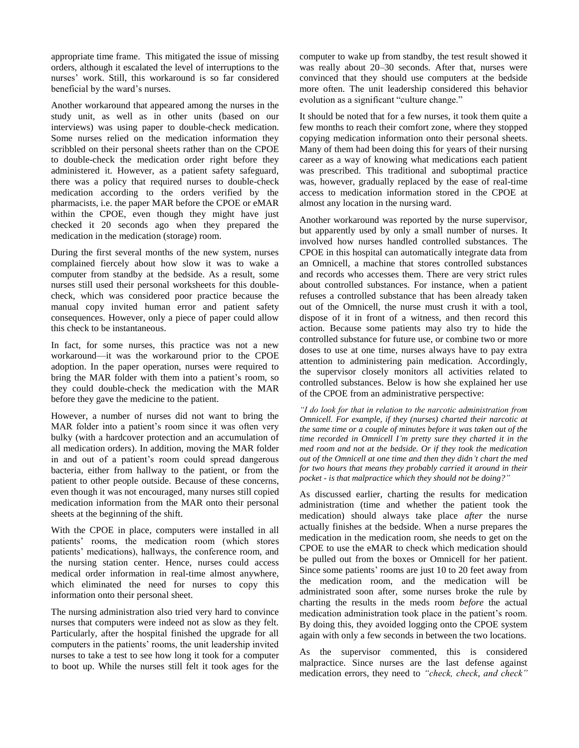appropriate time frame. This mitigated the issue of missing orders, although it escalated the level of interruptions to the nurses' work. Still, this workaround is so far considered beneficial by the ward's nurses.

Another workaround that appeared among the nurses in the study unit, as well as in other units (based on our interviews) was using paper to double-check medication. Some nurses relied on the medication information they scribbled on their personal sheets rather than on the CPOE to double-check the medication order right before they administered it. However, as a patient safety safeguard, there was a policy that required nurses to double-check medication according to the orders verified by the pharmacists, i.e. the paper MAR before the CPOE or eMAR within the CPOE, even though they might have just checked it 20 seconds ago when they prepared the medication in the medication (storage) room.

During the first several months of the new system, nurses complained fiercely about how slow it was to wake a computer from standby at the bedside. As a result, some nurses still used their personal worksheets for this double-check, which was considered poor practice because the manual copy invited human error and patient safety consequences. However, only a piece of paper could allow this check to be instantaneous.

In fact, for some nurses, this practice was not a new workaround—it was the workaround prior to the CPOE adoption. In the paper operation, nurses were required to bring the MAR folder with them into a patient's room, so they could double-check the medication with the MAR before they gave the medicine to the patient.

However, a number of nurses did not want to bring the MAR folder into a patient's room since it was often very bulky (with a hardcover protection and an accumulation of all medication orders). In addition, moving the MAR folder in and out of a patient's room could spread dangerous bacteria, either from hallway to the patient, or from the patient to other people outside. Because of these concerns, even though it was not encouraged, many nurses still copied medication information from the MAR onto their personal sheets at the beginning of the shift.

With the CPOE in place, computers were installed in all patients' rooms, the medication room (which stores patients' medications), hallways, the conference room, and the nursing station center. Hence, nurses could access medical order information in real-time almost anywhere, which eliminated the need for nurses to copy this information onto their personal sheet.

The nursing administration also tried very hard to convince nurses that computers were indeed not as slow as they felt. Particularly, after the hospital finished the upgrade for all computers in the patients' rooms, the unit leadership invited nurses to take a test to see how long it took for a computer to boot up. While the nurses still felt it took ages for the computer to wake up from standby, the test result showed it was really about 20–30 seconds. After that, nurses were convinced that they should use computers at the bedside more often. The unit leadership considered this behavior evolution as a significant "culture change."

It should be noted that for a few nurses, it took them quite a few months to reach their comfort zone, where they stopped copying medication information onto their personal sheets. Many of them had been doing this for years of their nursing career as a way of knowing what medications each patient was prescribed. This traditional and suboptimal practice was, however, gradually replaced by the ease of real-time access to medication information stored in the CPOE at almost any location in the nursing ward.

Another workaround was reported by the nurse supervisor, but apparently used by only a small number of nurses. It involved how nurses handled controlled substances. The CPOE in this hospital can automatically integrate data from an Omnicell, a machine that stores controlled substances and records who accesses them. There are very strict rules about controlled substances. For instance, when a patient refuses a controlled substance that has been already taken out of the Omnicell, the nurse must crush it with a tool, dispose of it in front of a witness, and then record this action. Because some patients may also try to hide the controlled substance for future use, or combine two or more doses to use at one time, nurses always have to pay extra attention to administering pain medication. Accordingly, the supervisor closely monitors all activities related to controlled substances. Below is how she explained her use of the CPOE from an administrative perspective:

*"I do look for that in relation to the narcotic administration from Omnicell. For example, if they (nurses) charted their narcotic at the same time or a couple of minutes before it was taken out of the time recorded in Omnicell I'm pretty sure they charted it in the med room and not at the bedside. Or if they took the medication out of the Omnicell at one time and then they didn't chart the med for two hours that means they probably carried it around in their pocket - is that malpractice which they should not be doing?"*

As discussed earlier, charting the results for medication administration (time and whether the patient took the medication) should always take place *after* the nurse actually finishes at the bedside. When a nurse prepares the medication in the medication room, she needs to get on the CPOE to use the eMAR to check which medication should be pulled out from the boxes or Omnicell for her patient. Since some patients' rooms are just 10 to 20 feet away from the medication room, and the medication will be administrated soon after, some nurses broke the rule by charting the results in the meds room *before* the actual medication administration took place in the patient's room. By doing this, they avoided logging onto the CPOE system again with only a few seconds in between the two locations.

As the supervisor commented, this is considered malpractice. Since nurses are the last defense against medication errors, they need to *"check, check, and check"*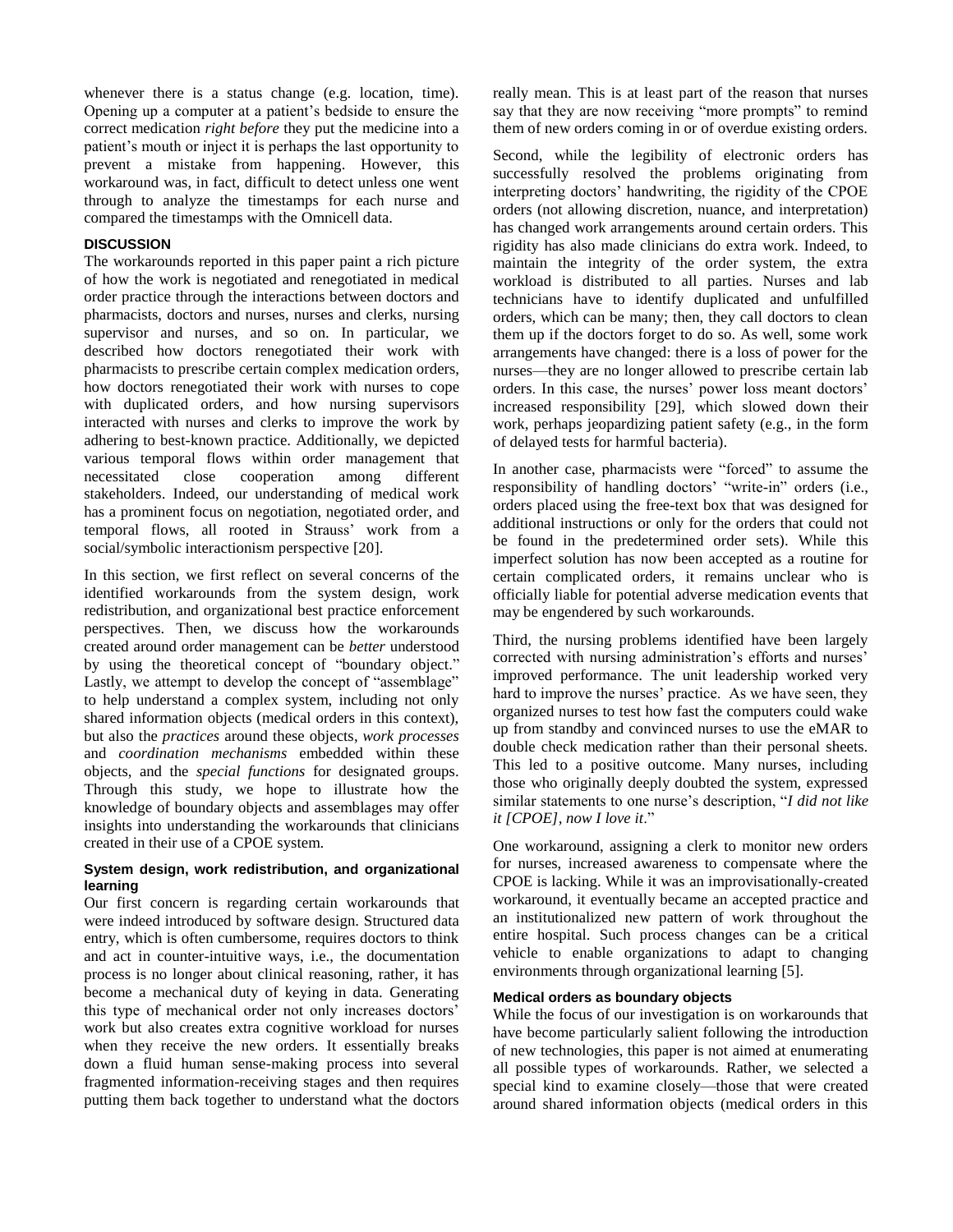whenever there is a status change (e.g. location, time). Opening up a computer at a patient's bedside to ensure the correct medication *right before* they put the medicine into a patient's mouth or inject it is perhaps the last opportunity to prevent a mistake from happening. However, this workaround was, in fact, difficult to detect unless one went through to analyze the timestamps for each nurse and compared the timestamps with the Omnicell data.

## DISCUSSION

The workarounds reported in this paper paint a rich picture of how the work is negotiated and renegotiated in medical order practice through the interactions between doctors and pharmacists, doctors and nurses, nurses and clerks, nursing supervisor and nurses, and so on. In particular, we described how doctors renegotiated their work with pharmacists to prescribe certain complex medication orders, how doctors renegotiated their work with nurses to cope with duplicated orders, and how nursing supervisors interacted with nurses and clerks to improve the work by adhering to best-known practice. Additionally, we depicted various temporal flows within order management that necessitated close cooperation among different stakeholders. Indeed, our understanding of medical work has a prominent focus on negotiation, negotiated order, and temporal flows, all rooted in Strauss' work from a social/symbolic interactionism perspective [20].

In this section, we first reflect on several concerns of the identified workarounds from the system design, work redistribution, and organizational best practice enforcement perspectives. Then, we discuss how the workarounds created around order management can be *better* understood by using the theoretical concept of "boundary object." Lastly, we attempt to develop the concept of "assemblage" to help understand a complex system, including not only shared information objects (medical orders in this context), but also the *practices* around these objects, *work processes* and *coordination mechanisms* embedded within these objects, and the *special functions* for designated groups. Through this study, we hope to illustrate how the knowledge of boundary objects and assemblages may offer insights into understanding the workarounds that clinicians created in their use of a CPOE system.

### System design, work redistribution, and organizational learning

Our first concern is regarding certain workarounds that were indeed introduced by software design. Structured data entry, which is often cumbersome, requires doctors to think and act in counter-intuitive ways, i.e., the documentation process is no longer about clinical reasoning, rather, it has become a mechanical duty of keying in data. Generating this type of mechanical order not only increases doctors' work but also creates extra cognitive workload for nurses when they receive the new orders. It essentially breaks down a fluid human sense-making process into several fragmented information-receiving stages and then requires putting them back together to understand what the doctors really mean. This is at least part of the reason that nurses say that they are now receiving "more prompts" to remind them of new orders coming in or of overdue existing orders.

Second, while the legibility of electronic orders has successfully resolved the problems originating from interpreting doctors' handwriting, the rigidity of the CPOE orders (not allowing discretion, nuance, and interpretation) has changed work arrangements around certain orders. This rigidity has also made clinicians do extra work. Indeed, to maintain the integrity of the order system, the extra workload is distributed to all parties. Nurses and lab technicians have to identify duplicated and unfulfilled orders, which can be many; then, they call doctors to clean them up if the doctors forget to do so. As well, some work arrangements have changed: there is a loss of power for the nurses—they are no longer allowed to prescribe certain lab orders. In this case, the nurses' power loss meant doctors' increased responsibility [29], which slowed down their work, perhaps jeopardizing patient safety (e.g., in the form of delayed tests for harmful bacteria).

In another case, pharmacists were "forced" to assume the responsibility of handling doctors' "write-in" orders (i.e., orders placed using the free-text box that was designed for additional instructions or only for the orders that could not be found in the predetermined order sets). While this imperfect solution has now been accepted as a routine for certain complicated orders, it remains unclear who is officially liable for potential adverse medication events that may be engendered by such workarounds.

Third, the nursing problems identified have been largely corrected with nursing administration's efforts and nurses' improved performance. The unit leadership worked very hard to improve the nurses' practice. As we have seen, they organized nurses to test how fast the computers could wake up from standby and convinced nurses to use the eMAR to double check medication rather than their personal sheets. This led to a positive outcome. Many nurses, including those who originally deeply doubted the system, expressed similar statements to one nurse's description, "*I did not like it [CPOE], now I love it*."

One workaround, assigning a clerk to monitor new orders for nurses, increased awareness to compensate where the CPOE is lacking. While it was an improvisationally-created workaround, it eventually became an accepted practice and an institutionalized new pattern of work throughout the entire hospital. Such process changes can be a critical vehicle to enable organizations to adapt to changing environments through organizational learning [5].

### Medical orders as boundary objects

While the focus of our investigation is on workarounds that have become particularly salient following the introduction of new technologies, this paper is not aimed at enumerating all possible types of workarounds. Rather, we selected a special kind to examine closely—those that were created around shared information objects (medical orders in this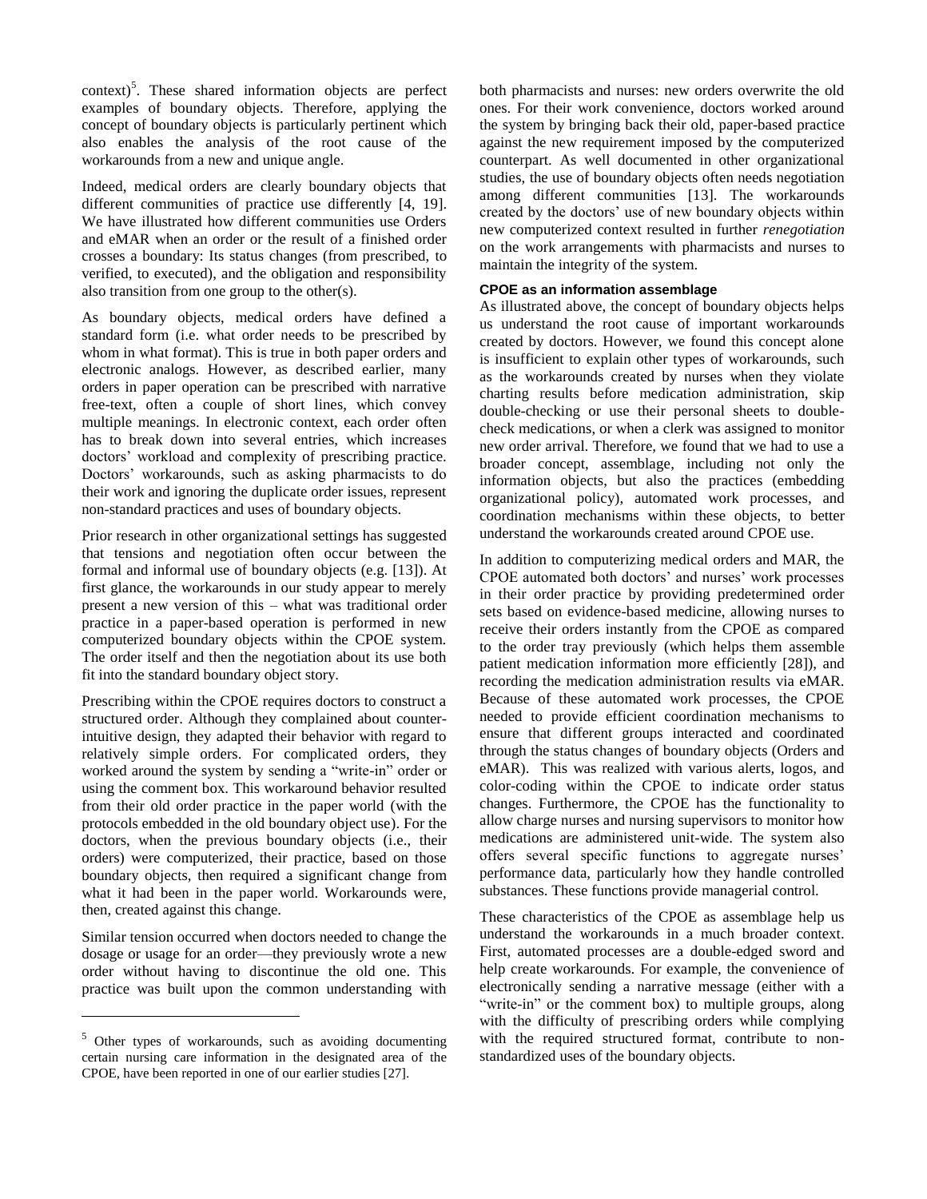context)[5]. These shared information objects are perfect examples of boundary objects. Therefore, applying the concept of boundary objects is particularly pertinent which also enables the analysis of the root cause of the workarounds from a new and unique angle.

Indeed, medical orders are clearly boundary objects that different communities of practice use differently [4, 19]. We have illustrated how different communities use Orders and eMAR when an order or the result of a finished order crosses a boundary: Its status changes (from prescribed, to verified, to executed), and the obligation and responsibility also transition from one group to the other(s).

As boundary objects, medical orders have defined a standard form (i.e. what order needs to be prescribed by whom in what format). This is true in both paper orders and electronic analogs. However, as described earlier, many orders in paper operation can be prescribed with narrative free-text, often a couple of short lines, which convey multiple meanings. In electronic context, each order often has to break down into several entries, which increases doctors' workload and complexity of prescribing practice. Doctors' workarounds, such as asking pharmacists to do their work and ignoring the duplicate order issues, represent non-standard practices and uses of boundary objects.

Prior research in other organizational settings has suggested that tensions and negotiation often occur between the formal and informal use of boundary objects (e.g. [13]). At first glance, the workarounds in our study appear to merely present a new version of this – what was traditional order practice in a paper-based operation is performed in new computerized boundary objects within the CPOE system. The order itself and then the negotiation about its use both fit into the standard boundary object story.

Prescribing within the CPOE requires doctors to construct a structured order. Although they complained about counter-intuitive design, they adapted their behavior with regard to relatively simple orders. For complicated orders, they worked around the system by sending a "write-in" order or using the comment box. This workaround behavior resulted from their old order practice in the paper world (with the protocols embedded in the old boundary object use). For the doctors, when the previous boundary objects (i.e., their orders) were computerized, their practice, based on those boundary objects, then required a significant change from what it had been in the paper world. Workarounds were, then, created against this change.

Similar tension occurred when doctors needed to change the dosage or usage for an order—they previously wrote a new order without having to discontinue the old one. This practice was built upon the common understanding with both pharmacists and nurses: new orders overwrite the old ones. For their work convenience, doctors worked around the system by bringing back their old, paper-based practice against the new requirement imposed by the computerized counterpart. As well documented in other organizational studies, the use of boundary objects often needs negotiation among different communities [13]. The workarounds created by the doctors' use of new boundary objects within new computerized context resulted in further *renegotiation* on the work arrangements with pharmacists and nurses to maintain the integrity of the system.

#### CPOE as an information assemblage

As illustrated above, the concept of boundary objects helps us understand the root cause of important workarounds created by doctors. However, we found this concept alone is insufficient to explain other types of workarounds, such as the workarounds created by nurses when they violate charting results before medication administration, skip double-checking or use their personal sheets to double-check medications, or when a clerk was assigned to monitor new order arrival. Therefore, we found that we had to use a broader concept, assemblage, including not only the information objects, but also the practices (embedding organizational policy), automated work processes, and coordination mechanisms within these objects, to better understand the workarounds created around CPOE use.

In addition to computerizing medical orders and MAR, the CPOE automated both doctors' and nurses' work processes in their order practice by providing predetermined order sets based on evidence-based medicine, allowing nurses to receive their orders instantly from the CPOE as compared to the order tray previously (which helps them assemble patient medication information more efficiently [28]), and recording the medication administration results via eMAR. Because of these automated work processes, the CPOE needed to provide efficient coordination mechanisms to ensure that different groups interacted and coordinated through the status changes of boundary objects (Orders and eMAR). This was realized with various alerts, logos, and color-coding within the CPOE to indicate order status changes. Furthermore, the CPOE has the functionality to allow charge nurses and nursing supervisors to monitor how medications are administered unit-wide. The system also offers several specific functions to aggregate nurses' performance data, particularly how they handle controlled substances. These functions provide managerial control.

These characteristics of the CPOE as assemblage help us understand the workarounds in a much broader context. First, automated processes are a double-edged sword and help create workarounds. For example, the convenience of electronically sending a narrative message (either with a "write-in" or the comment box) to multiple groups, along with the difficulty of prescribing orders while complying with the required structured format, contribute to non-standardized uses of the boundary objects.

[5] Other types of workarounds, such as avoiding documenting certain nursing care information in the designated area of the CPOE, have been reported in one of our earlier studies [27].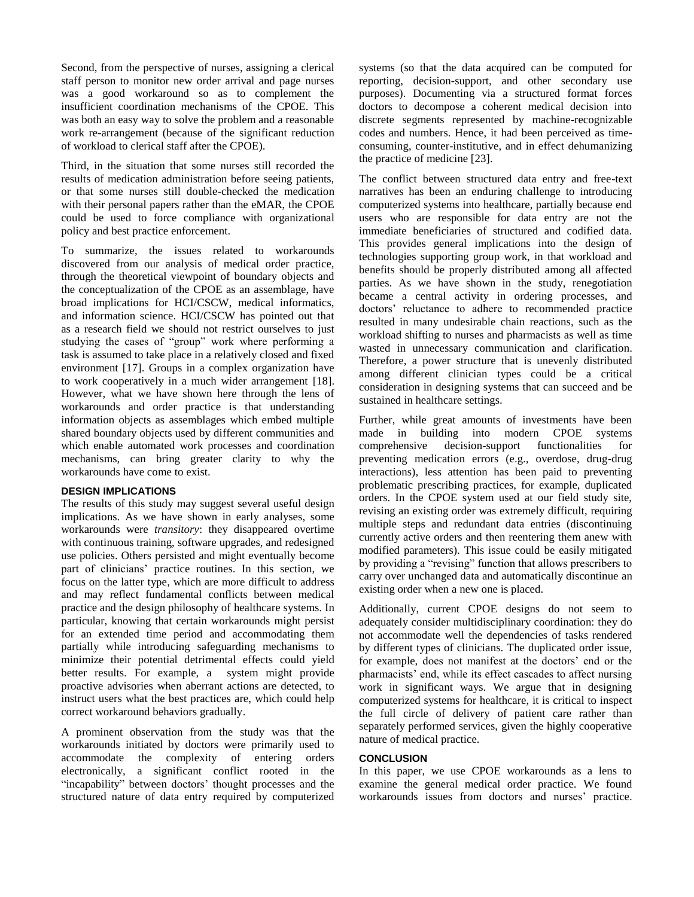Second, from the perspective of nurses, assigning a clerical staff person to monitor new order arrival and page nurses was a good workaround so as to complement the insufficient coordination mechanisms of the CPOE. This was both an easy way to solve the problem and a reasonable work re-arrangement (because of the significant reduction of workload to clerical staff after the CPOE).

Third, in the situation that some nurses still recorded the results of medication administration before seeing patients, or that some nurses still double-checked the medication with their personal papers rather than the eMAR, the CPOE could be used to force compliance with organizational policy and best practice enforcement.

To summarize, the issues related to workarounds discovered from our analysis of medical order practice, through the theoretical viewpoint of boundary objects and the conceptualization of the CPOE as an assemblage, have broad implications for HCI/CSCW, medical informatics, and information science. HCI/CSCW has pointed out that as a research field we should not restrict ourselves to just studying the cases of "group" work where performing a task is assumed to take place in a relatively closed and fixed environment [17]. Groups in a complex organization have to work cooperatively in a much wider arrangement [18]. However, what we have shown here through the lens of workarounds and order practice is that understanding information objects as assemblages which embed multiple shared boundary objects used by different communities and which enable automated work processes and coordination mechanisms, can bring greater clarity to why the workarounds have come to exist.

## DESIGN IMPLICATIONS

The results of this study may suggest several useful design implications. As we have shown in early analyses, some workarounds were *transitory*: they disappeared overtime with continuous training, software upgrades, and redesigned use policies. Others persisted and might eventually become part of clinicians' practice routines. In this section, we focus on the latter type, which are more difficult to address and may reflect fundamental conflicts between medical practice and the design philosophy of healthcare systems. In particular, knowing that certain workarounds might persist for an extended time period and accommodating them partially while introducing safeguarding mechanisms to minimize their potential detrimental effects could yield better results. For example, a system might provide proactive advisories when aberrant actions are detected, to instruct users what the best practices are, which could help correct workaround behaviors gradually.

A prominent observation from the study was that the workarounds initiated by doctors were primarily used to accommodate the complexity of entering orders electronically, a significant conflict rooted in the "incapability" between doctors' thought processes and the structured nature of data entry required by computerized systems (so that the data acquired can be computed for reporting, decision-support, and other secondary use purposes). Documenting via a structured format forces doctors to decompose a coherent medical decision into discrete segments represented by machine-recognizable codes and numbers. Hence, it had been perceived as time-consuming, counter-institutive, and in effect dehumanizing the practice of medicine [23].

The conflict between structured data entry and free-text narratives has been an enduring challenge to introducing computerized systems into healthcare, partially because end users who are responsible for data entry are not the immediate beneficiaries of structured and codified data. This provides general implications into the design of technologies supporting group work, in that workload and benefits should be properly distributed among all affected parties. As we have shown in the study, renegotiation became a central activity in ordering processes, and doctors' reluctance to adhere to recommended practice resulted in many undesirable chain reactions, such as the workload shifting to nurses and pharmacists as well as time wasted in unnecessary communication and clarification. Therefore, a power structure that is unevenly distributed among different clinician types could be a critical consideration in designing systems that can succeed and be sustained in healthcare settings.

Further, while great amounts of investments have been made in building into modern CPOE systems comprehensive decision-support functionalities for preventing medication errors (e.g., overdose, drug-drug interactions), less attention has been paid to preventing problematic prescribing practices, for example, duplicated orders. In the CPOE system used at our field study site, revising an existing order was extremely difficult, requiring multiple steps and redundant data entries (discontinuing currently active orders and then reentering them anew with modified parameters). This issue could be easily mitigated by providing a "revising" function that allows prescribers to carry over unchanged data and automatically discontinue an existing order when a new one is placed.

Additionally, current CPOE designs do not seem to adequately consider multidisciplinary coordination: they do not accommodate well the dependencies of tasks rendered by different types of clinicians. The duplicated order issue, for example, does not manifest at the doctors' end or the pharmacists' end, while its effect cascades to affect nursing work in significant ways. We argue that in designing computerized systems for healthcare, it is critical to inspect the full circle of delivery of patient care rather than separately performed services, given the highly cooperative nature of medical practice.

## CONCLUSION

In this paper, we use CPOE workarounds as a lens to examine the general medical order practice. We found workarounds issues from doctors and nurses' practice.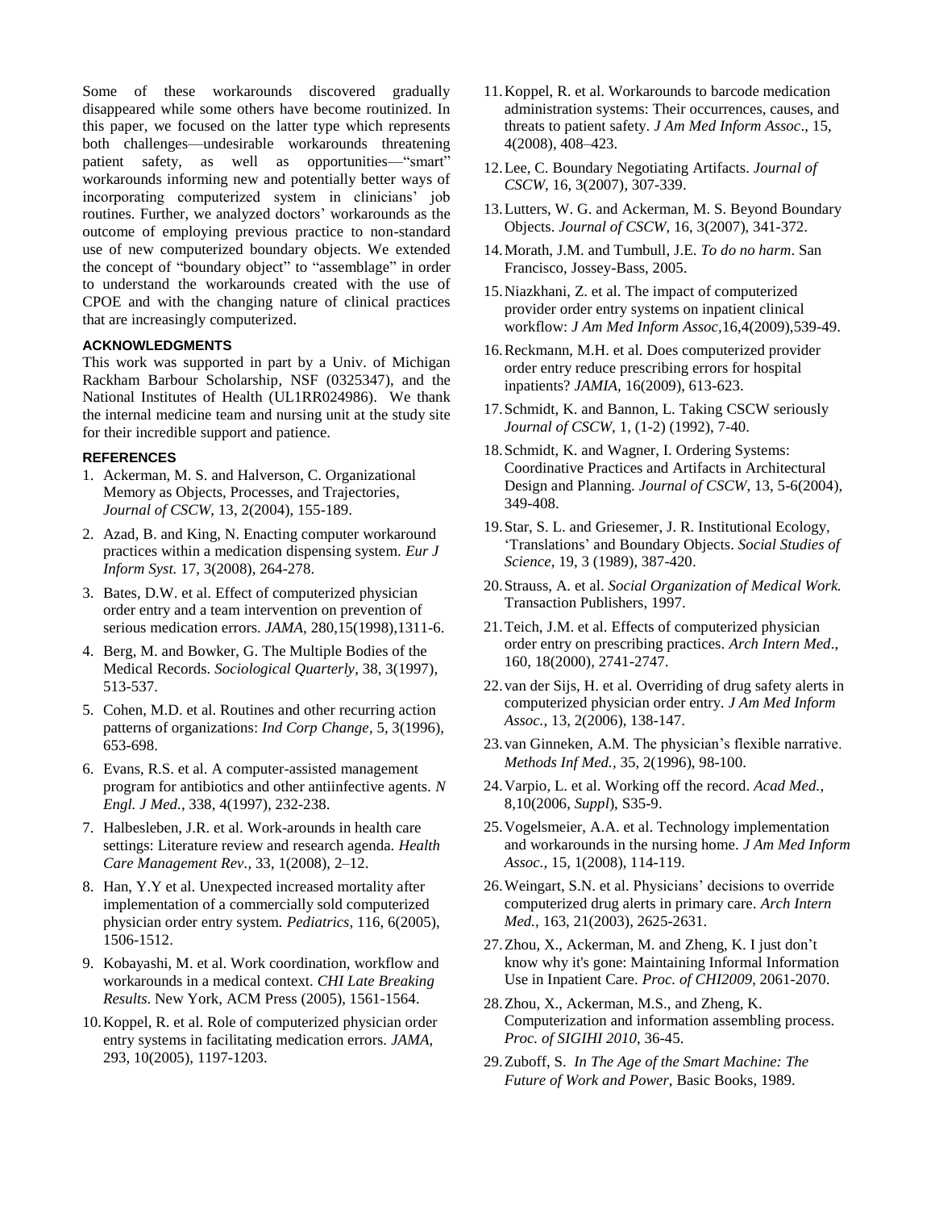Some of these workarounds discovered gradually disappeared while some others have become routinized. In this paper, we focused on the latter type which represents both challenges—undesirable workarounds threatening patient safety, as well as opportunities—"smart" workarounds informing new and potentially better ways of incorporating computerized system in clinicians' job routines. Further, we analyzed doctors' workarounds as the outcome of employing previous practice to non-standard use of new computerized boundary objects. We extended the concept of "boundary object" to "assemblage" in order to understand the workarounds created with the use of CPOE and with the changing nature of clinical practices that are increasingly computerized.

## ACKNOWLEDGMENTS

This work was supported in part by a Univ. of Michigan Rackham Barbour Scholarship, NSF (0325347), and the National Institutes of Health (UL1RR024986). We thank the internal medicine team and nursing unit at the study site for their incredible support and patience.

## REFERENCES

1. Ackerman, M. S. and Halverson, C. Organizational Memory as Objects, Processes, and Trajectories, *Journal of CSCW*, 13, 2(2004), 155-189.
2. Azad, B. and King, N. Enacting computer workaround practices within a medication dispensing system. *Eur J Inform Syst.* 17, 3(2008), 264-278.
3. Bates, D.W. et al. Effect of computerized physician order entry and a team intervention on prevention of serious medication errors. *JAMA,* 280,15(1998),1311-6.
4. Berg, M. and Bowker, G. The Multiple Bodies of the Medical Records. *Sociological Quarterly*, 38, 3(1997), 513-537.
5. Cohen, M.D. et al. Routines and other recurring action patterns of organizations: *Ind Corp Change,* 5, 3(1996), 653-698.
6. Evans, R.S. et al. A computer-assisted management program for antibiotics and other antiinfective agents. *N Engl. J Med.*, 338, 4(1997), 232-238.
7. Halbesleben, J.R. et al. Work-arounds in health care settings: Literature review and research agenda. *Health Care Management Rev.,* 33, 1(2008), 2–12.
8. Han, Y.Y et al. Unexpected increased mortality after implementation of a commercially sold computerized physician order entry system*. Pediatrics,* 116, 6(2005), 1506-1512.
9. Kobayashi, M. et al. Work coordination, workflow and workarounds in a medical context. *CHI Late Breaking Results*. New York, ACM Press (2005), 1561-1564.
10. Koppel, R. et al. Role of computerized physician order entry systems in facilitating medication errors. *JAMA,* 293, 10(2005), 1197-1203.
11. Koppel, R. et al. Workarounds to barcode medication administration systems: Their occurrences, causes, and threats to patient safety. *J Am Med Inform Assoc*., 15, 4(2008), 408–423.
12. Lee, C. Boundary Negotiating Artifacts. *Journal of CSCW*, 16, 3(2007), 307-339.
13. Lutters, W. G. and Ackerman, M. S. Beyond Boundary Objects. *Journal of CSCW*, 16, 3(2007), 341-372.
14. Morath, J.M. and Tumbull, J.E. *To do no harm*. San Francisco, Jossey-Bass, 2005.
15. Niazkhani, Z. et al. The impact of computerized provider order entry systems on inpatient clinical workflow: *J Am Med Inform Assoc,*16,4(2009),539-49.
16. Reckmann, M.H. et al. Does computerized provider order entry reduce prescribing errors for hospital inpatients? *JAMIA,* 16(2009), 613-623.
17. Schmidt, K. and Bannon, L. Taking CSCW seriously *Journal of CSCW*, 1, (1-2) (1992), 7-40.
18. Schmidt, K. and Wagner, I. Ordering Systems: Coordinative Practices and Artifacts in Architectural Design and Planning. *Journal of CSCW,* 13, 5-6(2004), 349-408.
19. Star, S. L. and Griesemer, J. R. Institutional Ecology, 'Translations' and Boundary Objects. *Social Studies of Science*, 19, 3 (1989), 387-420.
20. Strauss, A. et al. *Social Organization of Medical Work.* Transaction Publishers, 1997.
21. Teich, J.M. et al. Effects of computerized physician order entry on prescribing practices. *Arch Intern Med*., 160, 18(2000), 2741-2747.
22. van der Sijs, H. et al. Overriding of drug safety alerts in computerized physician order entry. *J Am Med Inform Assoc.*, 13, 2(2006), 138-147.
23. van Ginneken, A.M. The physician's flexible narrative. *Methods Inf Med.*, 35, 2(1996), 98-100.
24. Varpio, L. et al. Working off the record. *Acad Med.*, 8,10(2006, *Suppl*), S35-9.
25. Vogelsmeier, A.A. et al. Technology implementation and workarounds in the nursing home. *J Am Med Inform Assoc.,* 15, 1(2008), 114-119.
26. Weingart, S.N. et al. Physicians' decisions to override computerized drug alerts in primary care. *Arch Intern Med.,* 163, 21(2003), 2625-2631.
27. Zhou, X., Ackerman, M. and Zheng, K. I just don't know why it's gone: Maintaining Informal Information Use in Inpatient Care. *Proc. of CHI2009*, 2061-2070.
28. Zhou, X., Ackerman, M.S., and Zheng, K. Computerization and information assembling process. *Proc. of SIGIHI 2010,* 36-45.
29. Zuboff, S. *In The Age of the Smart Machine: The Future of Work and Power,* Basic Books, 1989.